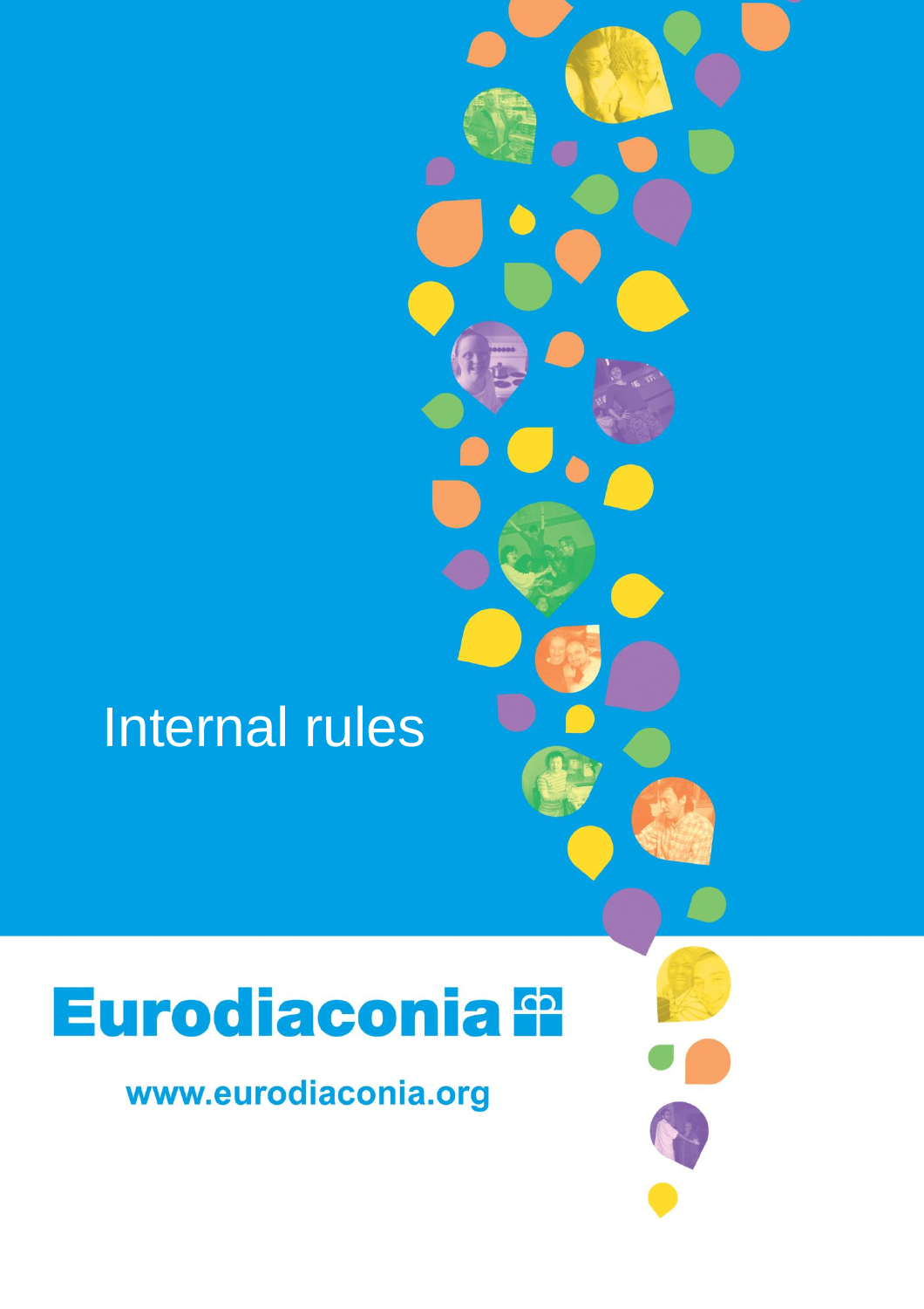# Internal rules

**Eurodiaconia**

www.eurodiaconia.org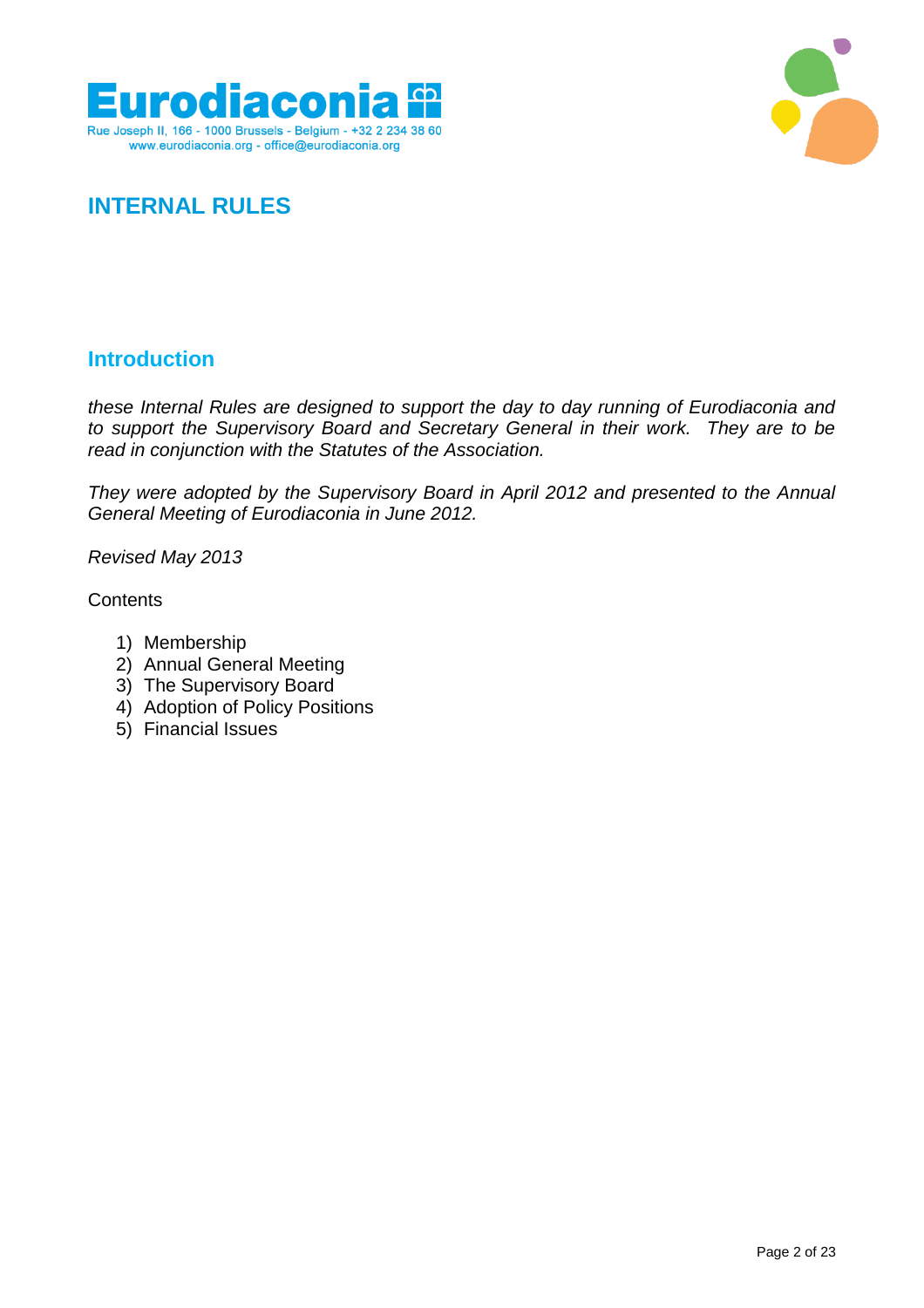# INTERNAL RULES

## Introduction

*these Internal Rules are designed to support the day to day running of Eurodiaconia and to support the Supervisory Board and Secretary General in their work. They are to be read in conjunction with the Statutes of the Association.*

*They were adopted by the Supervisory Board in April 2012 and presented to the Annual General Meeting of Eurodiaconia in June 2012.*

*Revised May 2013*

Contents

1) Membership
2) Annual General Meeting
3) The Supervisory Board
4) Adoption of Policy Positions
5) Financial Issues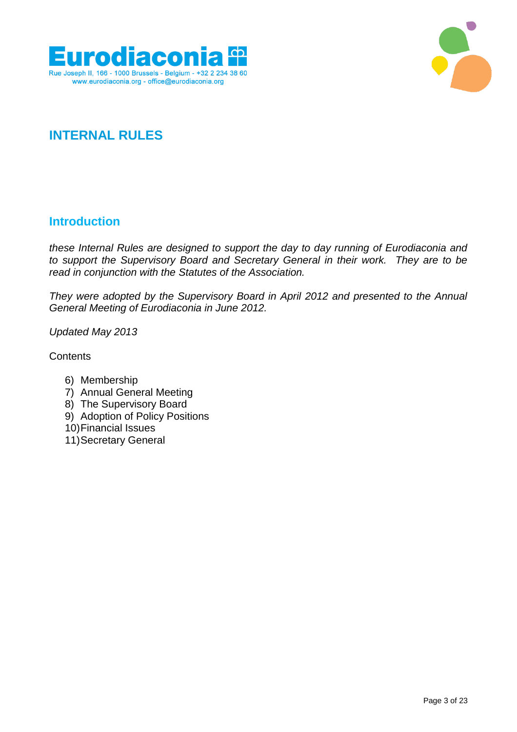Eurodiaconia
Rue Joseph II, 166 - 1000 Brussels - Belgium - +32 2 234 38 60
www.eurodiaconia.org - office@eurodiaconia.org

# INTERNAL RULES

## Introduction

*these Internal Rules are designed to support the day to day running of Eurodiaconia and to support the Supervisory Board and Secretary General in their work. They are to be read in conjunction with the Statutes of the Association.*

*They were adopted by the Supervisory Board in April 2012 and presented to the Annual General Meeting of Eurodiaconia in June 2012.*

*Updated May 2013*

Contents

6) Membership
7) Annual General Meeting
8) The Supervisory Board
9) Adoption of Policy Positions
10) Financial Issues
11) Secretary General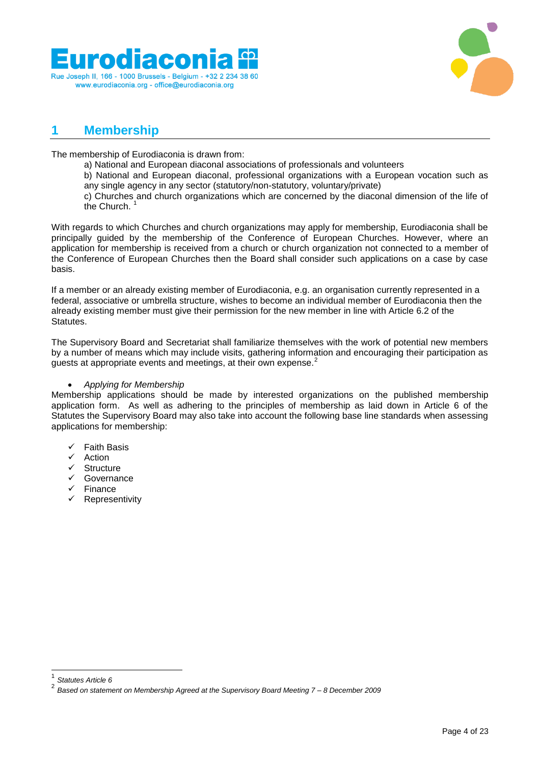# 1 Membership

The membership of Eurodiaconia is drawn from:

a) National and European diaconal associations of professionals and volunteers

b) National and European diaconal, professional organizations with a European vocation such as any single agency in any sector (statutory/non-statutory, voluntary/private)

c) Churches and church organizations which are concerned by the diaconal dimension of the life of the Church. [1]

With regards to which Churches and church organizations may apply for membership, Eurodiaconia shall be principally guided by the membership of the Conference of European Churches. However, where an application for membership is received from a church or church organization not connected to a member of the Conference of European Churches then the Board shall consider such applications on a case by case basis.

If a member or an already existing member of Eurodiaconia, e.g. an organisation currently represented in a federal, associative or umbrella structure, wishes to become an individual member of Eurodiaconia then the already existing member must give their permission for the new member in line with Article 6.2 of the Statutes.

The Supervisory Board and Secretariat shall familiarize themselves with the work of potential new members by a number of means which may include visits, gathering information and encouraging their participation as guests at appropriate events and meetings, at their own expense. [2]

- *Applying for Membership*

Membership applications should be made by interested organizations on the published membership application form. As well as adhering to the principles of membership as laid down in Article 6 of the Statutes the Supervisory Board may also take into account the following base line standards when assessing applications for membership:

- ✓ Faith Basis
- ✓ Action
- ✓ Structure
- ✓ Governance
- ✓ Finance
- ✓ Representivity

---

[1] *Statutes Article 6*

[2] *Based on statement on Membership Agreed at the Supervisory Board Meeting 7 – 8 December 2009*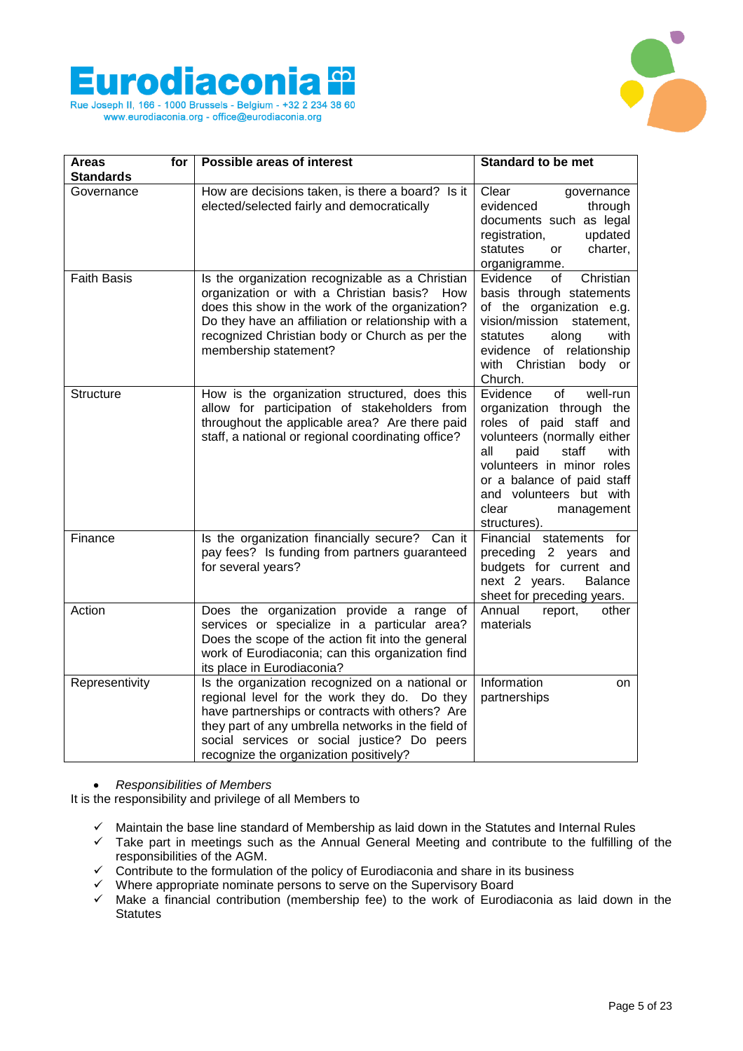| Areas for Standards | Possible areas of interest | Standard to be met |
|---|---|---|
| Governance | How are decisions taken, is there a board? Is it elected/selected fairly and democratically | Clear governance evidenced through documents such as legal registration, updated statutes or charter, organigramme. |
| Faith Basis | Is the organization recognizable as a Christian organization or with a Christian basis? How does this show in the work of the organization? Do they have an affiliation or relationship with a recognized Christian body or Church as per the membership statement? | Evidence of Christian basis through statements of the organization e.g. vision/mission statement, statutes along with evidence of relationship with Christian body or Church. |
| Structure | How is the organization structured, does this allow for participation of stakeholders from throughout the applicable area? Are there paid staff, a national or regional coordinating office? | Evidence of well-run organization through the roles of paid staff and volunteers (normally either all paid staff with volunteers in minor roles or a balance of paid staff and volunteers but with clear management structures). |
| Finance | Is the organization financially secure? Can it pay fees? Is funding from partners guaranteed for several years? | Financial statements for preceding 2 years and budgets for current and next 2 years. Balance sheet for preceding years. |
| Action | Does the organization provide a range of services or specialize in a particular area? Does the scope of the action fit into the general work of Eurodiaconia; can this organization find its place in Eurodiaconia? | Annual report, other materials |
| Representivity | Is the organization recognized on a national or regional level for the work they do. Do they have partnerships or contracts with others? Are they part of any umbrella networks in the field of social services or social justice? Do peers recognize the organization positively? | Information on partnerships |

- *Responsibilities of Members*

It is the responsibility and privilege of all Members to

- ✓ Maintain the base line standard of Membership as laid down in the Statutes and Internal Rules
- ✓ Take part in meetings such as the Annual General Meeting and contribute to the fulfilling of the responsibilities of the AGM.
- ✓ Contribute to the formulation of the policy of Eurodiaconia and share in its business
- ✓ Where appropriate nominate persons to serve on the Supervisory Board
- ✓ Make a financial contribution (membership fee) to the work of Eurodiaconia as laid down in the Statutes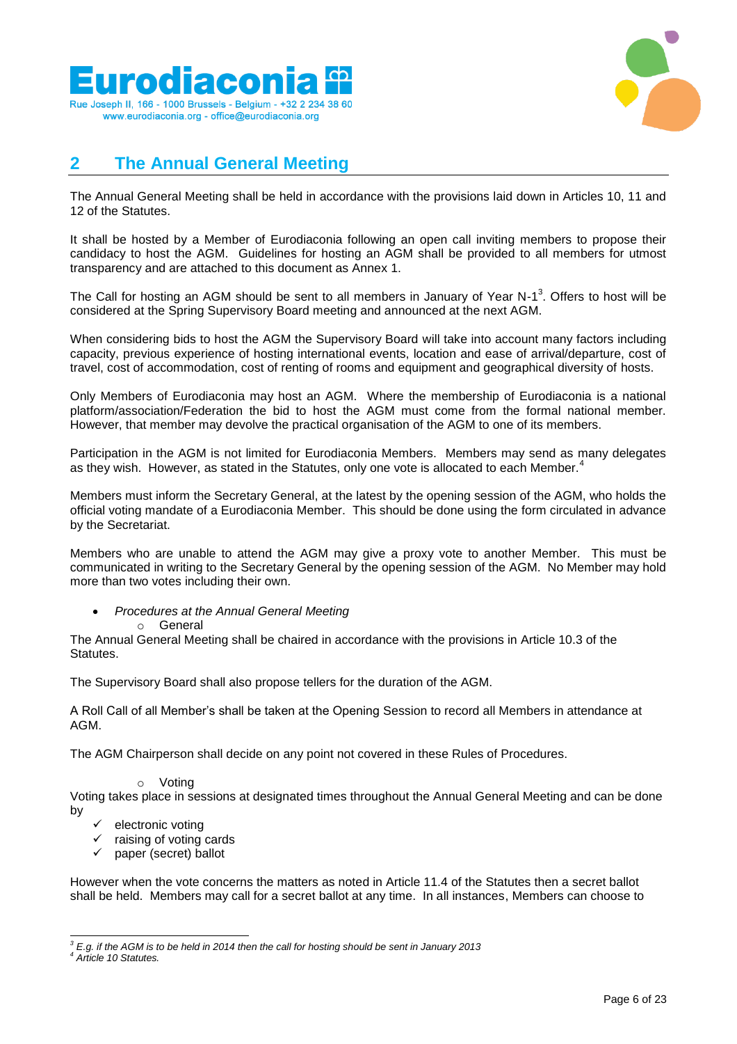## 2 The Annual General Meeting

The Annual General Meeting shall be held in accordance with the provisions laid down in Articles 10, 11 and 12 of the Statutes.

It shall be hosted by a Member of Eurodiaconia following an open call inviting members to propose their candidacy to host the AGM. Guidelines for hosting an AGM shall be provided to all members for utmost transparency and are attached to this document as Annex 1.

The Call for hosting an AGM should be sent to all members in January of Year N-1[3]. Offers to host will be considered at the Spring Supervisory Board meeting and announced at the next AGM.

When considering bids to host the AGM the Supervisory Board will take into account many factors including capacity, previous experience of hosting international events, location and ease of arrival/departure, cost of travel, cost of accommodation, cost of renting of rooms and equipment and geographical diversity of hosts.

Only Members of Eurodiaconia may host an AGM. Where the membership of Eurodiaconia is a national platform/association/Federation the bid to host the AGM must come from the formal national member. However, that member may devolve the practical organisation of the AGM to one of its members.

Participation in the AGM is not limited for Eurodiaconia Members. Members may send as many delegates as they wish. However, as stated in the Statutes, only one vote is allocated to each Member.[4]

Members must inform the Secretary General, at the latest by the opening session of the AGM, who holds the official voting mandate of a Eurodiaconia Member. This should be done using the form circulated in advance by the Secretariat.

Members who are unable to attend the AGM may give a proxy vote to another Member. This must be communicated in writing to the Secretary General by the opening session of the AGM. No Member may hold more than two votes including their own.

- *Procedures at the Annual General Meeting*
  - General

The Annual General Meeting shall be chaired in accordance with the provisions in Article 10.3 of the Statutes.

The Supervisory Board shall also propose tellers for the duration of the AGM.

A Roll Call of all Member's shall be taken at the Opening Session to record all Members in attendance at AGM.

The AGM Chairperson shall decide on any point not covered in these Rules of Procedures.

  - Voting

Voting takes place in sessions at designated times throughout the Annual General Meeting and can be done by

- ✓ electronic voting
- ✓ raising of voting cards
- ✓ paper (secret) ballot

However when the vote concerns the matters as noted in Article 11.4 of the Statutes then a secret ballot shall be held. Members may call for a secret ballot at any time. In all instances, Members can choose to

---

[3] *E.g. if the AGM is to be held in 2014 then the call for hosting should be sent in January 2013*

[4] *Article 10 Statutes.*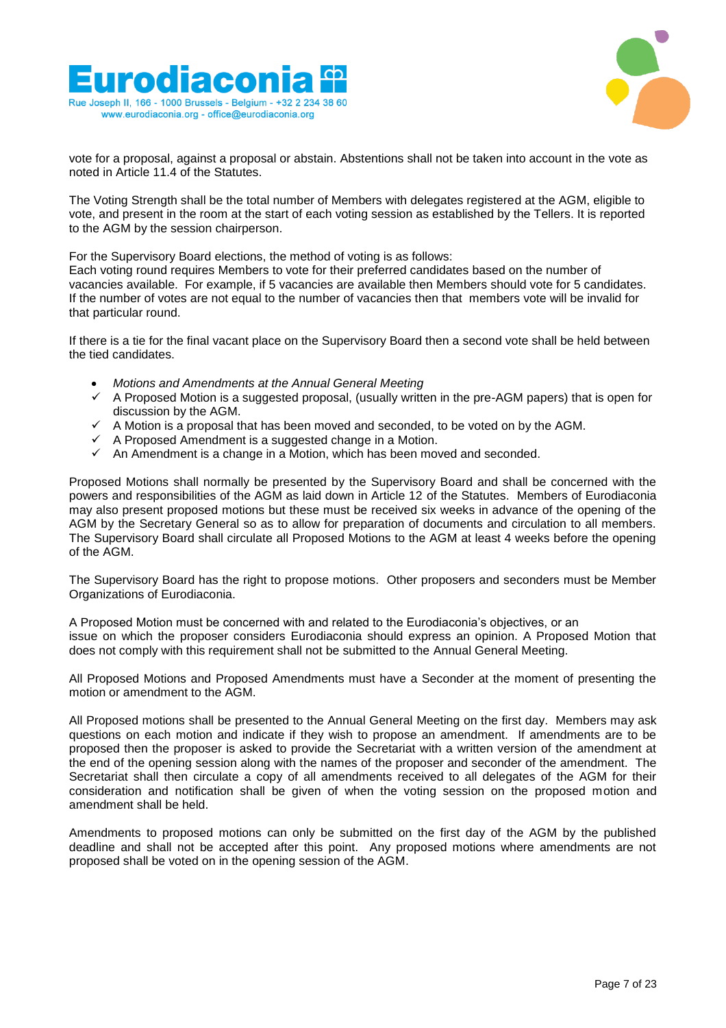vote for a proposal, against a proposal or abstain. Abstentions shall not be taken into account in the vote as noted in Article 11.4 of the Statutes.

The Voting Strength shall be the total number of Members with delegates registered at the AGM, eligible to vote, and present in the room at the start of each voting session as established by the Tellers. It is reported to the AGM by the session chairperson.

For the Supervisory Board elections, the method of voting is as follows:
Each voting round requires Members to vote for their preferred candidates based on the number of vacancies available. For example, if 5 vacancies are available then Members should vote for 5 candidates. If the number of votes are not equal to the number of vacancies then that members vote will be invalid for that particular round.

If there is a tie for the final vacant place on the Supervisory Board then a second vote shall be held between the tied candidates.

- *Motions and Amendments at the Annual General Meeting*
  - ✓ A Proposed Motion is a suggested proposal, (usually written in the pre-AGM papers) that is open for discussion by the AGM.
  - ✓ A Motion is a proposal that has been moved and seconded, to be voted on by the AGM.
  - ✓ A Proposed Amendment is a suggested change in a Motion.
  - ✓ An Amendment is a change in a Motion, which has been moved and seconded.

Proposed Motions shall normally be presented by the Supervisory Board and shall be concerned with the powers and responsibilities of the AGM as laid down in Article 12 of the Statutes. Members of Eurodiaconia may also present proposed motions but these must be received six weeks in advance of the opening of the AGM by the Secretary General so as to allow for preparation of documents and circulation to all members. The Supervisory Board shall circulate all Proposed Motions to the AGM at least 4 weeks before the opening of the AGM.

The Supervisory Board has the right to propose motions. Other proposers and seconders must be Member Organizations of Eurodiaconia.

A Proposed Motion must be concerned with and related to the Eurodiaconia's objectives, or an issue on which the proposer considers Eurodiaconia should express an opinion. A Proposed Motion that does not comply with this requirement shall not be submitted to the Annual General Meeting.

All Proposed Motions and Proposed Amendments must have a Seconder at the moment of presenting the motion or amendment to the AGM.

All Proposed motions shall be presented to the Annual General Meeting on the first day. Members may ask questions on each motion and indicate if they wish to propose an amendment. If amendments are to be proposed then the proposer is asked to provide the Secretariat with a written version of the amendment at the end of the opening session along with the names of the proposer and seconder of the amendment. The Secretariat shall then circulate a copy of all amendments received to all delegates of the AGM for their consideration and notification shall be given of when the voting session on the proposed motion and amendment shall be held.

Amendments to proposed motions can only be submitted on the first day of the AGM by the published deadline and shall not be accepted after this point. Any proposed motions where amendments are not proposed shall be voted on in the opening session of the AGM.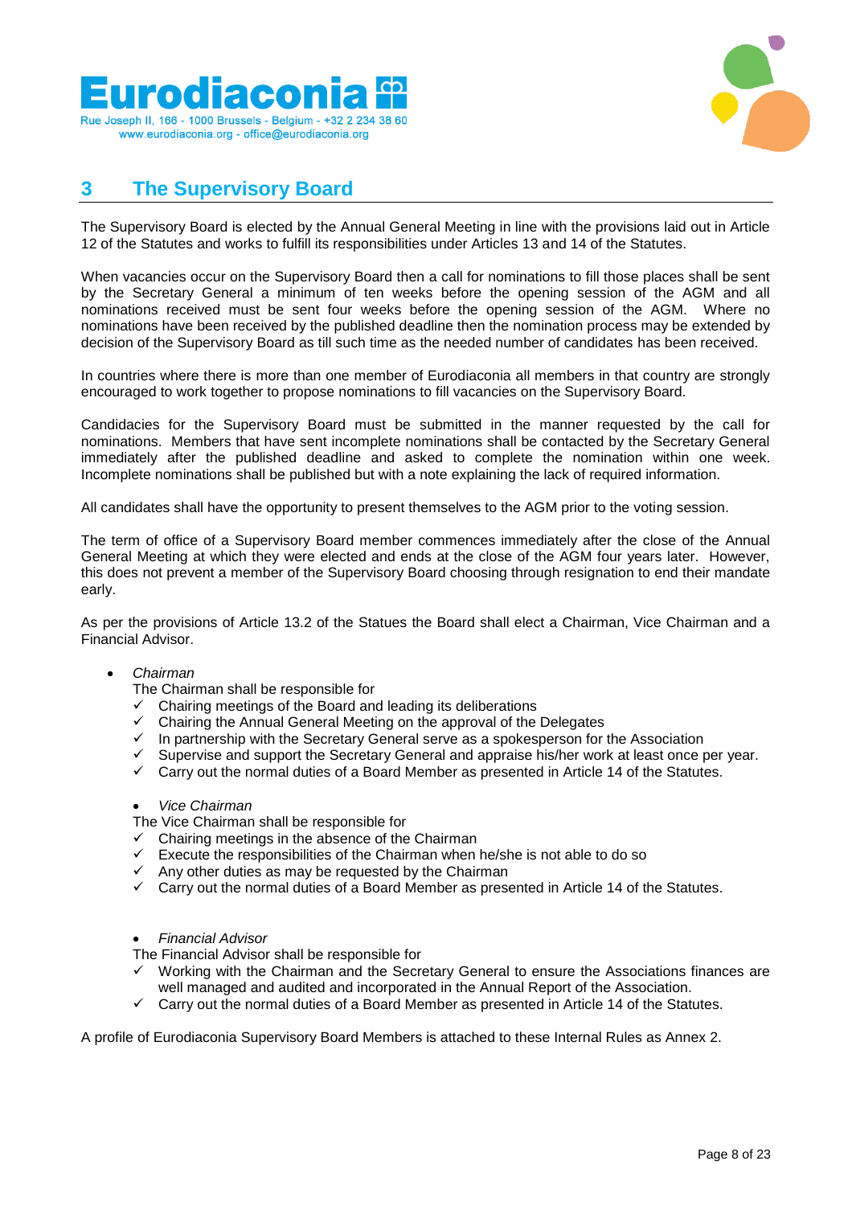## 3 The Supervisory Board

The Supervisory Board is elected by the Annual General Meeting in line with the provisions laid out in Article 12 of the Statutes and works to fulfill its responsibilities under Articles 13 and 14 of the Statutes.

When vacancies occur on the Supervisory Board then a call for nominations to fill those places shall be sent by the Secretary General a minimum of ten weeks before the opening session of the AGM and all nominations received must be sent four weeks before the opening session of the AGM. Where no nominations have been received by the published deadline then the nomination process may be extended by decision of the Supervisory Board as till such time as the needed number of candidates has been received.

In countries where there is more than one member of Eurodiaconia all members in that country are strongly encouraged to work together to propose nominations to fill vacancies on the Supervisory Board.

Candidacies for the Supervisory Board must be submitted in the manner requested by the call for nominations. Members that have sent incomplete nominations shall be contacted by the Secretary General immediately after the published deadline and asked to complete the nomination within one week. Incomplete nominations shall be published but with a note explaining the lack of required information.

All candidates shall have the opportunity to present themselves to the AGM prior to the voting session.

The term of office of a Supervisory Board member commences immediately after the close of the Annual General Meeting at which they were elected and ends at the close of the AGM four years later. However, this does not prevent a member of the Supervisory Board choosing through resignation to end their mandate early.

As per the provisions of Article 13.2 of the Statues the Board shall elect a Chairman, Vice Chairman and a Financial Advisor.

- *Chairman*

  The Chairman shall be responsible for
  - ✓ Chairing meetings of the Board and leading its deliberations
  - ✓ Chairing the Annual General Meeting on the approval of the Delegates
  - ✓ In partnership with the Secretary General serve as a spokesperson for the Association
  - ✓ Supervise and support the Secretary General and appraise his/her work at least once per year.
  - ✓ Carry out the normal duties of a Board Member as presented in Article 14 of the Statutes.

- *Vice Chairman*

  The Vice Chairman shall be responsible for
  - ✓ Chairing meetings in the absence of the Chairman
  - ✓ Execute the responsibilities of the Chairman when he/she is not able to do so
  - ✓ Any other duties as may be requested by the Chairman
  - ✓ Carry out the normal duties of a Board Member as presented in Article 14 of the Statutes.

- *Financial Advisor*

  The Financial Advisor shall be responsible for
  - ✓ Working with the Chairman and the Secretary General to ensure the Associations finances are well managed and audited and incorporated in the Annual Report of the Association.
  - ✓ Carry out the normal duties of a Board Member as presented in Article 14 of the Statutes.

A profile of Eurodiaconia Supervisory Board Members is attached to these Internal Rules as Annex 2.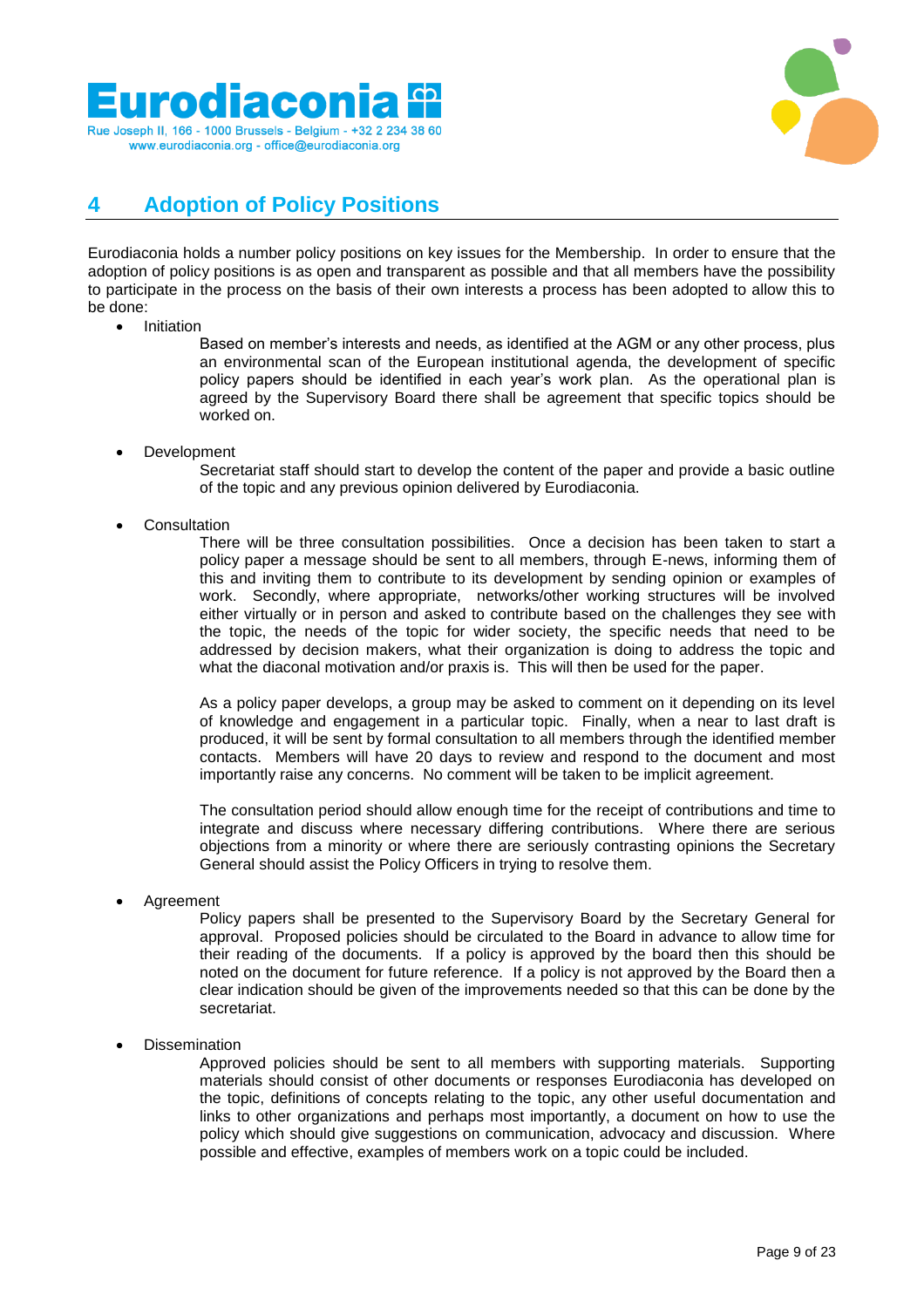# 4 Adoption of Policy Positions

Eurodiaconia holds a number policy positions on key issues for the Membership. In order to ensure that the adoption of policy positions is as open and transparent as possible and that all members have the possibility to participate in the process on the basis of their own interests a process has been adopted to allow this to be done:

- Initiation

  Based on member's interests and needs, as identified at the AGM or any other process, plus an environmental scan of the European institutional agenda, the development of specific policy papers should be identified in each year's work plan. As the operational plan is agreed by the Supervisory Board there shall be agreement that specific topics should be worked on.

- Development

  Secretariat staff should start to develop the content of the paper and provide a basic outline of the topic and any previous opinion delivered by Eurodiaconia.

- Consultation

  There will be three consultation possibilities. Once a decision has been taken to start a policy paper a message should be sent to all members, through E-news, informing them of this and inviting them to contribute to its development by sending opinion or examples of work. Secondly, where appropriate, networks/other working structures will be involved either virtually or in person and asked to contribute based on the challenges they see with the topic, the needs of the topic for wider society, the specific needs that need to be addressed by decision makers, what their organization is doing to address the topic and what the diaconal motivation and/or praxis is. This will then be used for the paper.

  As a policy paper develops, a group may be asked to comment on it depending on its level of knowledge and engagement in a particular topic. Finally, when a near to last draft is produced, it will be sent by formal consultation to all members through the identified member contacts. Members will have 20 days to review and respond to the document and most importantly raise any concerns. No comment will be taken to be implicit agreement.

  The consultation period should allow enough time for the receipt of contributions and time to integrate and discuss where necessary differing contributions. Where there are serious objections from a minority or where there are seriously contrasting opinions the Secretary General should assist the Policy Officers in trying to resolve them.

- Agreement

  Policy papers shall be presented to the Supervisory Board by the Secretary General for approval. Proposed policies should be circulated to the Board in advance to allow time for their reading of the documents. If a policy is approved by the board then this should be noted on the document for future reference. If a policy is not approved by the Board then a clear indication should be given of the improvements needed so that this can be done by the secretariat.

- Dissemination

  Approved policies should be sent to all members with supporting materials. Supporting materials should consist of other documents or responses Eurodiaconia has developed on the topic, definitions of concepts relating to the topic, any other useful documentation and links to other organizations and perhaps most importantly, a document on how to use the policy which should give suggestions on communication, advocacy and discussion. Where possible and effective, examples of members work on a topic could be included.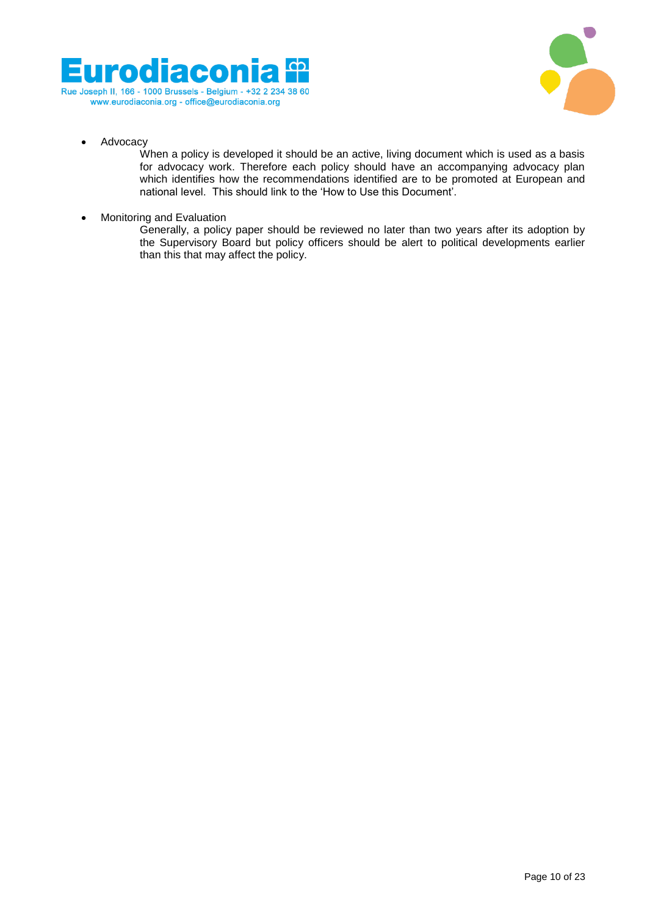- Advocacy

  When a policy is developed it should be an active, living document which is used as a basis for advocacy work. Therefore each policy should have an accompanying advocacy plan which identifies how the recommendations identified are to be promoted at European and national level. This should link to the 'How to Use this Document'.

- Monitoring and Evaluation

  Generally, a policy paper should be reviewed no later than two years after its adoption by the Supervisory Board but policy officers should be alert to political developments earlier than this that may affect the policy.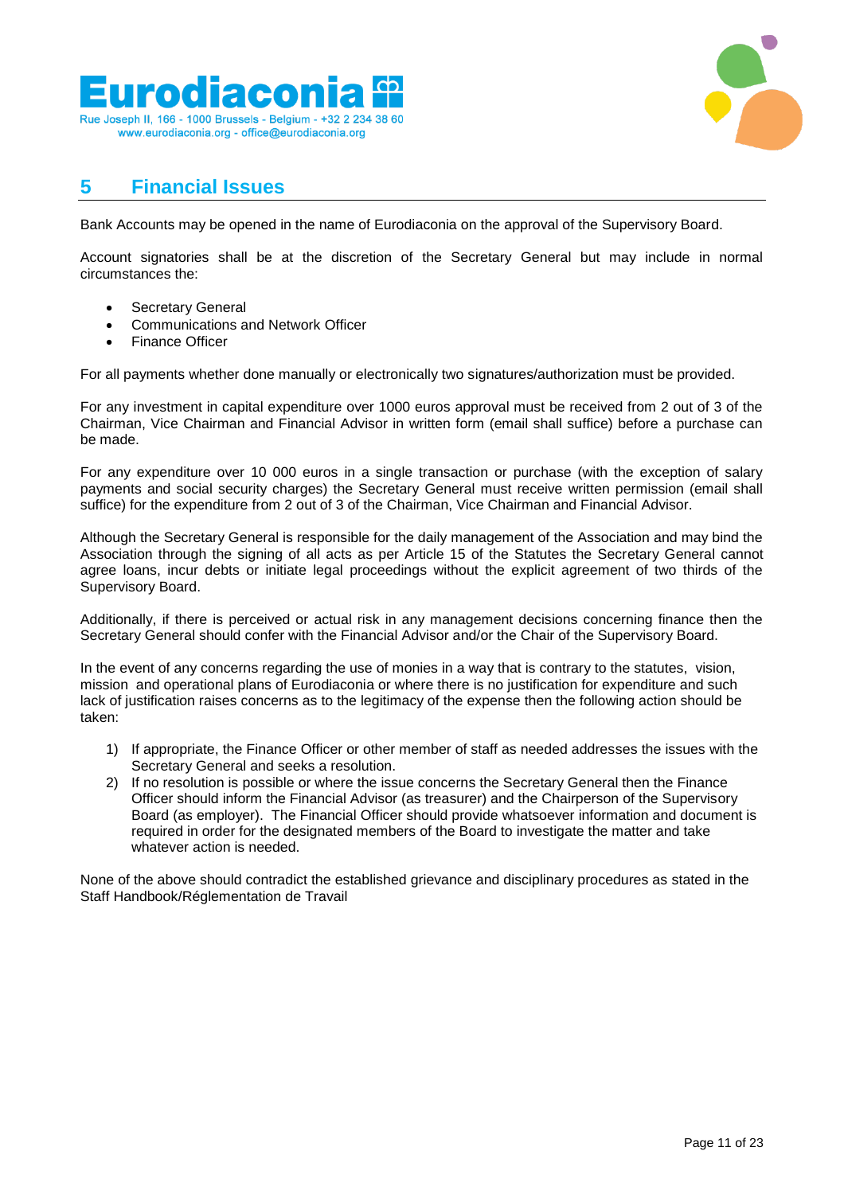## 5 Financial Issues

Bank Accounts may be opened in the name of Eurodiaconia on the approval of the Supervisory Board.

Account signatories shall be at the discretion of the Secretary General but may include in normal circumstances the:

- Secretary General
- Communications and Network Officer
- Finance Officer

For all payments whether done manually or electronically two signatures/authorization must be provided.

For any investment in capital expenditure over 1000 euros approval must be received from 2 out of 3 of the Chairman, Vice Chairman and Financial Advisor in written form (email shall suffice) before a purchase can be made.

For any expenditure over 10 000 euros in a single transaction or purchase (with the exception of salary payments and social security charges) the Secretary General must receive written permission (email shall suffice) for the expenditure from 2 out of 3 of the Chairman, Vice Chairman and Financial Advisor.

Although the Secretary General is responsible for the daily management of the Association and may bind the Association through the signing of all acts as per Article 15 of the Statutes the Secretary General cannot agree loans, incur debts or initiate legal proceedings without the explicit agreement of two thirds of the Supervisory Board.

Additionally, if there is perceived or actual risk in any management decisions concerning finance then the Secretary General should confer with the Financial Advisor and/or the Chair of the Supervisory Board.

In the event of any concerns regarding the use of monies in a way that is contrary to the statutes, vision, mission and operational plans of Eurodiaconia or where there is no justification for expenditure and such lack of justification raises concerns as to the legitimacy of the expense then the following action should be taken:

1) If appropriate, the Finance Officer or other member of staff as needed addresses the issues with the Secretary General and seeks a resolution.
2) If no resolution is possible or where the issue concerns the Secretary General then the Finance Officer should inform the Financial Advisor (as treasurer) and the Chairperson of the Supervisory Board (as employer). The Financial Officer should provide whatsoever information and document is required in order for the designated members of the Board to investigate the matter and take whatever action is needed.

None of the above should contradict the established grievance and disciplinary procedures as stated in the Staff Handbook/Réglementation de Travail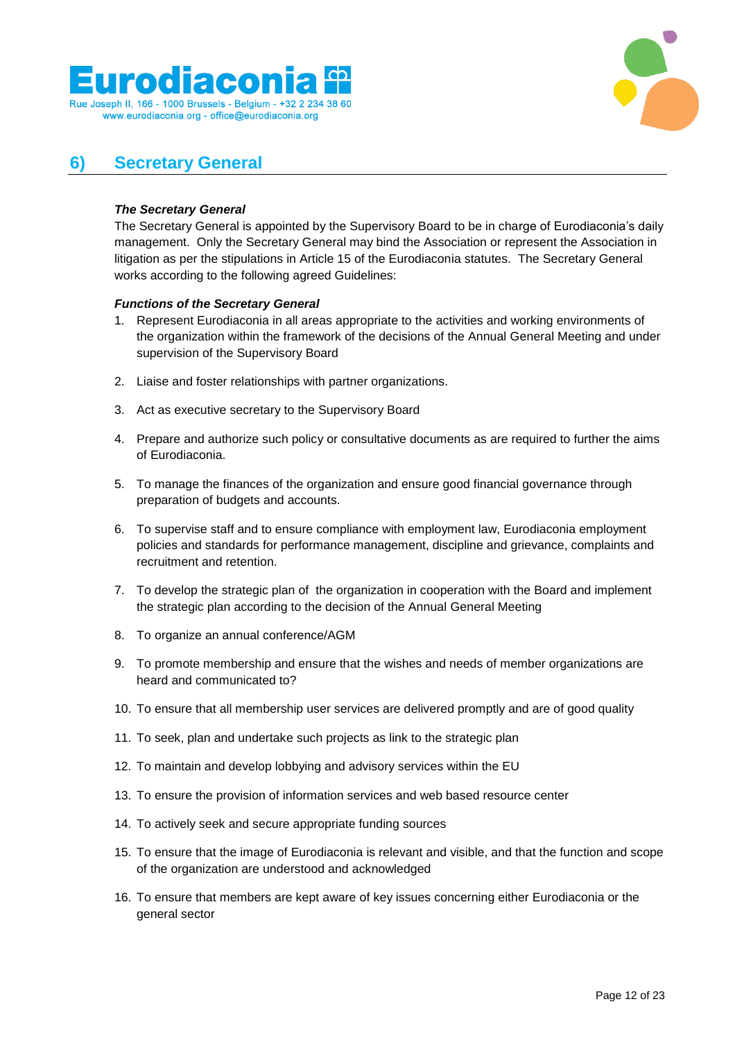## 6) Secretary General

***The Secretary General***

The Secretary General is appointed by the Supervisory Board to be in charge of Eurodiaconia's daily management. Only the Secretary General may bind the Association or represent the Association in litigation as per the stipulations in Article 15 of the Eurodiaconia statutes. The Secretary General works according to the following agreed Guidelines:

***Functions of the Secretary General***

1. Represent Eurodiaconia in all areas appropriate to the activities and working environments of the organization within the framework of the decisions of the Annual General Meeting and under supervision of the Supervisory Board
2. Liaise and foster relationships with partner organizations.
3. Act as executive secretary to the Supervisory Board
4. Prepare and authorize such policy or consultative documents as are required to further the aims of Eurodiaconia.
5. To manage the finances of the organization and ensure good financial governance through preparation of budgets and accounts.
6. To supervise staff and to ensure compliance with employment law, Eurodiaconia employment policies and standards for performance management, discipline and grievance, complaints and recruitment and retention.
7. To develop the strategic plan of the organization in cooperation with the Board and implement the strategic plan according to the decision of the Annual General Meeting
8. To organize an annual conference/AGM
9. To promote membership and ensure that the wishes and needs of member organizations are heard and communicated to?
10. To ensure that all membership user services are delivered promptly and are of good quality
11. To seek, plan and undertake such projects as link to the strategic plan
12. To maintain and develop lobbying and advisory services within the EU
13. To ensure the provision of information services and web based resource center
14. To actively seek and secure appropriate funding sources
15. To ensure that the image of Eurodiaconia is relevant and visible, and that the function and scope of the organization are understood and acknowledged
16. To ensure that members are kept aware of key issues concerning either Eurodiaconia or the general sector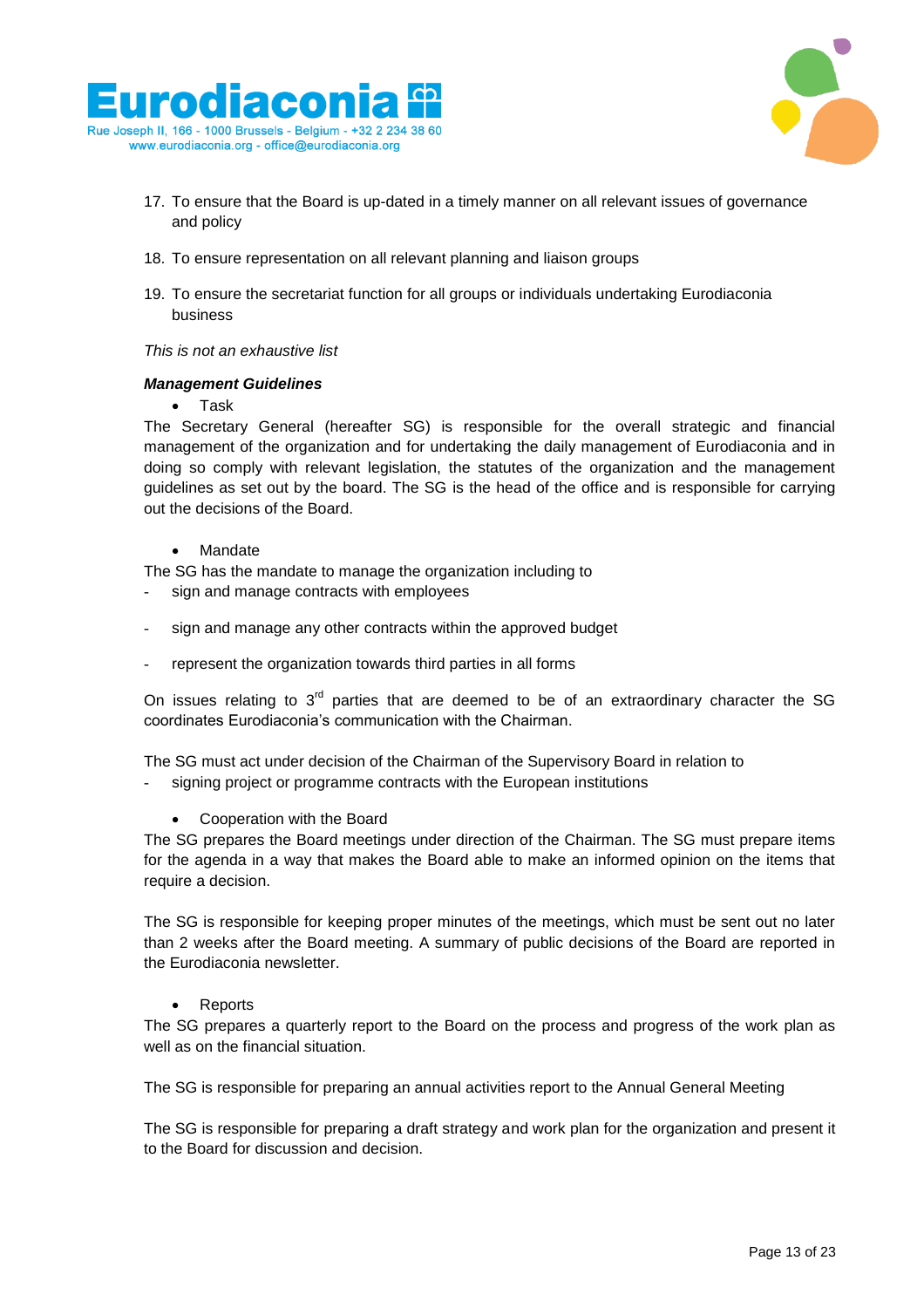17. To ensure that the Board is up-dated in a timely manner on all relevant issues of governance and policy

18. To ensure representation on all relevant planning and liaison groups

19. To ensure the secretariat function for all groups or individuals undertaking Eurodiaconia business

*This is not an exhaustive list*

***Management Guidelines***

- Task

The Secretary General (hereafter SG) is responsible for the overall strategic and financial management of the organization and for undertaking the daily management of Eurodiaconia and in doing so comply with relevant legislation, the statutes of the organization and the management guidelines as set out by the board. The SG is the head of the office and is responsible for carrying out the decisions of the Board.

- Mandate

The SG has the mandate to manage the organization including to

- sign and manage contracts with employees
- sign and manage any other contracts within the approved budget
- represent the organization towards third parties in all forms

On issues relating to 3rd parties that are deemed to be of an extraordinary character the SG coordinates Eurodiaconia's communication with the Chairman.

The SG must act under decision of the Chairman of the Supervisory Board in relation to

- signing project or programme contracts with the European institutions

- Cooperation with the Board

The SG prepares the Board meetings under direction of the Chairman. The SG must prepare items for the agenda in a way that makes the Board able to make an informed opinion on the items that require a decision.

The SG is responsible for keeping proper minutes of the meetings, which must be sent out no later than 2 weeks after the Board meeting. A summary of public decisions of the Board are reported in the Eurodiaconia newsletter.

- Reports

The SG prepares a quarterly report to the Board on the process and progress of the work plan as well as on the financial situation.

The SG is responsible for preparing an annual activities report to the Annual General Meeting

The SG is responsible for preparing a draft strategy and work plan for the organization and present it to the Board for discussion and decision.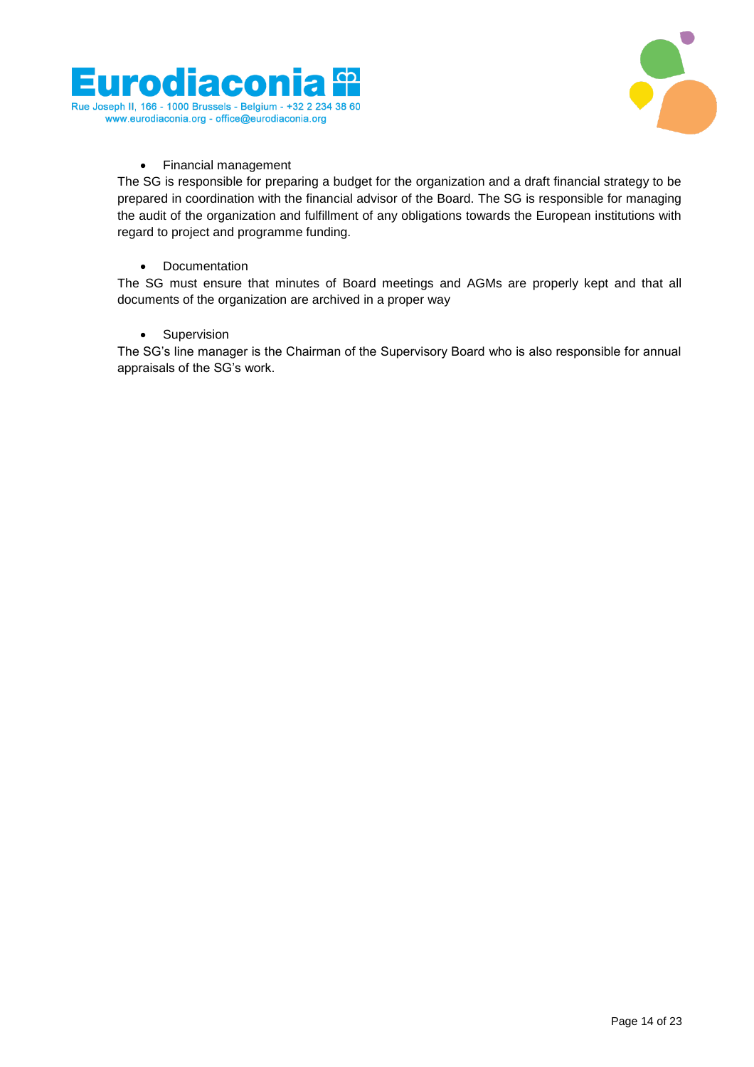- Financial management

The SG is responsible for preparing a budget for the organization and a draft financial strategy to be prepared in coordination with the financial advisor of the Board. The SG is responsible for managing the audit of the organization and fulfillment of any obligations towards the European institutions with regard to project and programme funding.

- Documentation

The SG must ensure that minutes of Board meetings and AGMs are properly kept and that all documents of the organization are archived in a proper way

- Supervision

The SG's line manager is the Chairman of the Supervisory Board who is also responsible for annual appraisals of the SG's work.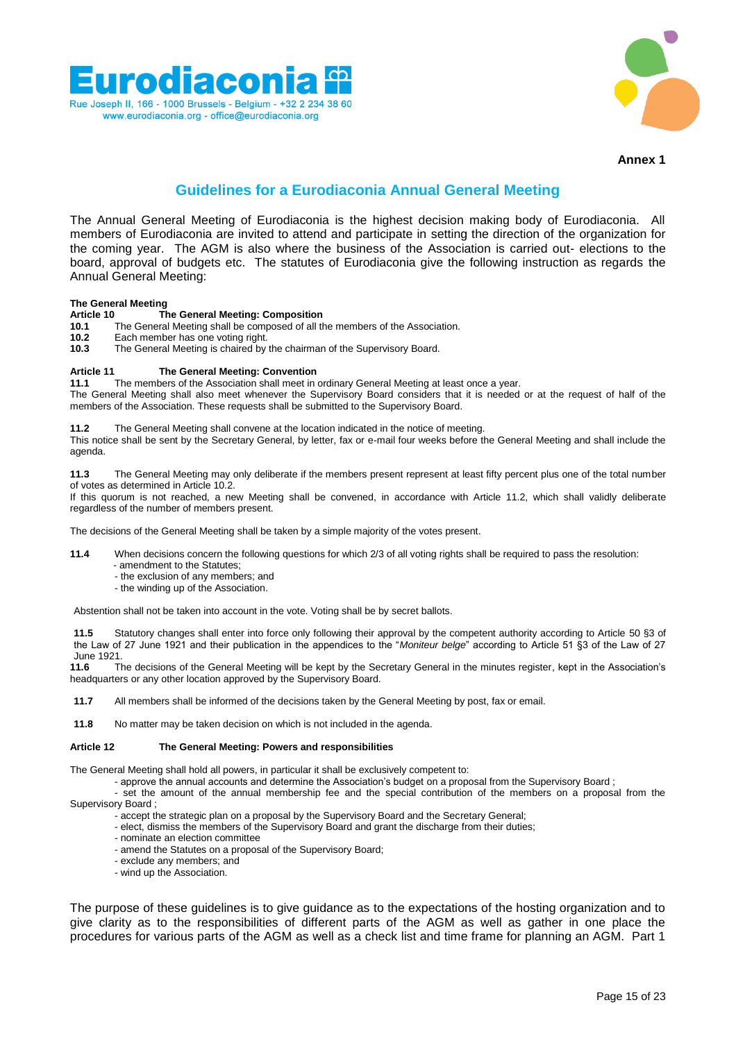Eurodiaconia

Rue Joseph II, 166 - 1000 Brussels - Belgium - +32 2 234 38 60
www.eurodiaconia.org - office@eurodiaconia.org

**Annex 1**

## Guidelines for a Eurodiaconia Annual General Meeting

The Annual General Meeting of Eurodiaconia is the highest decision making body of Eurodiaconia. All members of Eurodiaconia are invited to attend and participate in setting the direction of the organization for the coming year. The AGM is also where the business of the Association is carried out- elections to the board, approval of budgets etc. The statutes of Eurodiaconia give the following instruction as regards the Annual General Meeting:

**The General Meeting**

**Article 10 The General Meeting: Composition**

**10.1** The General Meeting shall be composed of all the members of the Association.
**10.2** Each member has one voting right.
**10.3** The General Meeting is chaired by the chairman of the Supervisory Board.

**Article 11 The General Meeting: Convention**

**11.1** The members of the Association shall meet in ordinary General Meeting at least once a year.
The General Meeting shall also meet whenever the Supervisory Board considers that it is needed or at the request of half of the members of the Association. These requests shall be submitted to the Supervisory Board.

**11.2** The General Meeting shall convene at the location indicated in the notice of meeting.
This notice shall be sent by the Secretary General, by letter, fax or e-mail four weeks before the General Meeting and shall include the agenda.

**11.3** The General Meeting may only deliberate if the members present represent at least fifty percent plus one of the total number of votes as determined in Article 10.2.
If this quorum is not reached, a new Meeting shall be convened, in accordance with Article 11.2, which shall validly deliberate regardless of the number of members present.

The decisions of the General Meeting shall be taken by a simple majority of the votes present.

**11.4** When decisions concern the following questions for which 2/3 of all voting rights shall be required to pass the resolution:
- amendment to the Statutes;
- the exclusion of any members; and
- the winding up of the Association.

Abstention shall not be taken into account in the vote. Voting shall be by secret ballots.

**11.5** Statutory changes shall enter into force only following their approval by the competent authority according to Article 50 §3 of the Law of 27 June 1921 and their publication in the appendices to the "*Moniteur belge*" according to Article 51 §3 of the Law of 27 June 1921.
**11.6** The decisions of the General Meeting will be kept by the Secretary General in the minutes register, kept in the Association's headquarters or any other location approved by the Supervisory Board.

**11.7** All members shall be informed of the decisions taken by the General Meeting by post, fax or email.

**11.8** No matter may be taken decision on which is not included in the agenda.

**Article 12 The General Meeting: Powers and responsibilities**

The General Meeting shall hold all powers, in particular it shall be exclusively competent to:
- approve the annual accounts and determine the Association's budget on a proposal from the Supervisory Board ;
- set the amount of the annual membership fee and the special contribution of the members on a proposal from the Supervisory Board ;
- accept the strategic plan on a proposal by the Supervisory Board and the Secretary General;
- elect, dismiss the members of the Supervisory Board and grant the discharge from their duties;
- nominate an election committee
- amend the Statutes on a proposal of the Supervisory Board;
- exclude any members; and
- wind up the Association.

The purpose of these guidelines is to give guidance as to the expectations of the hosting organization and to give clarity as to the responsibilities of different parts of the AGM as well as gather in one place the procedures for various parts of the AGM as well as a check list and time frame for planning an AGM. Part 1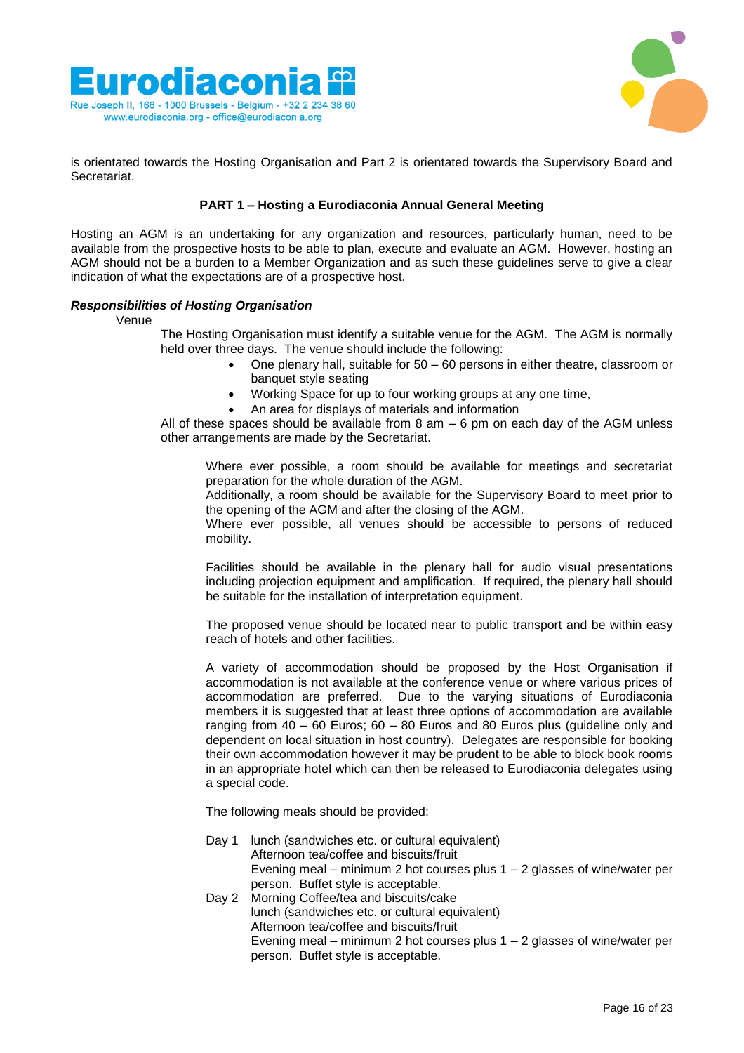is orientated towards the Hosting Organisation and Part 2 is orientated towards the Supervisory Board and Secretariat.

**PART 1 – Hosting a Eurodiaconia Annual General Meeting**

Hosting an AGM is an undertaking for any organization and resources, particularly human, need to be available from the prospective hosts to be able to plan, execute and evaluate an AGM. However, hosting an AGM should not be a burden to a Member Organization and as such these guidelines serve to give a clear indication of what the expectations are of a prospective host.

***Responsibilities of Hosting Organisation***

Venue

The Hosting Organisation must identify a suitable venue for the AGM. The AGM is normally held over three days. The venue should include the following:

- One plenary hall, suitable for 50 – 60 persons in either theatre, classroom or banquet style seating
- Working Space for up to four working groups at any one time,
- An area for displays of materials and information

All of these spaces should be available from 8 am – 6 pm on each day of the AGM unless other arrangements are made by the Secretariat.

Where ever possible, a room should be available for meetings and secretariat preparation for the whole duration of the AGM.
Additionally, a room should be available for the Supervisory Board to meet prior to the opening of the AGM and after the closing of the AGM.
Where ever possible, all venues should be accessible to persons of reduced mobility.

Facilities should be available in the plenary hall for audio visual presentations including projection equipment and amplification. If required, the plenary hall should be suitable for the installation of interpretation equipment.

The proposed venue should be located near to public transport and be within easy reach of hotels and other facilities.

A variety of accommodation should be proposed by the Host Organisation if accommodation is not available at the conference venue or where various prices of accommodation are preferred. Due to the varying situations of Eurodiaconia members it is suggested that at least three options of accommodation are available ranging from 40 – 60 Euros; 60 – 80 Euros and 80 Euros plus (guideline only and dependent on local situation in host country). Delegates are responsible for booking their own accommodation however it may be prudent to be able to block book rooms in an appropriate hotel which can then be released to Eurodiaconia delegates using a special code.

The following meals should be provided:

Day 1
- lunch (sandwiches etc. or cultural equivalent)
- Afternoon tea/coffee and biscuits/fruit
- Evening meal – minimum 2 hot courses plus 1 – 2 glasses of wine/water per person. Buffet style is acceptable.

Day 2
- Morning Coffee/tea and biscuits/cake
- lunch (sandwiches etc. or cultural equivalent)
- Afternoon tea/coffee and biscuits/fruit
- Evening meal – minimum 2 hot courses plus 1 – 2 glasses of wine/water per person. Buffet style is acceptable.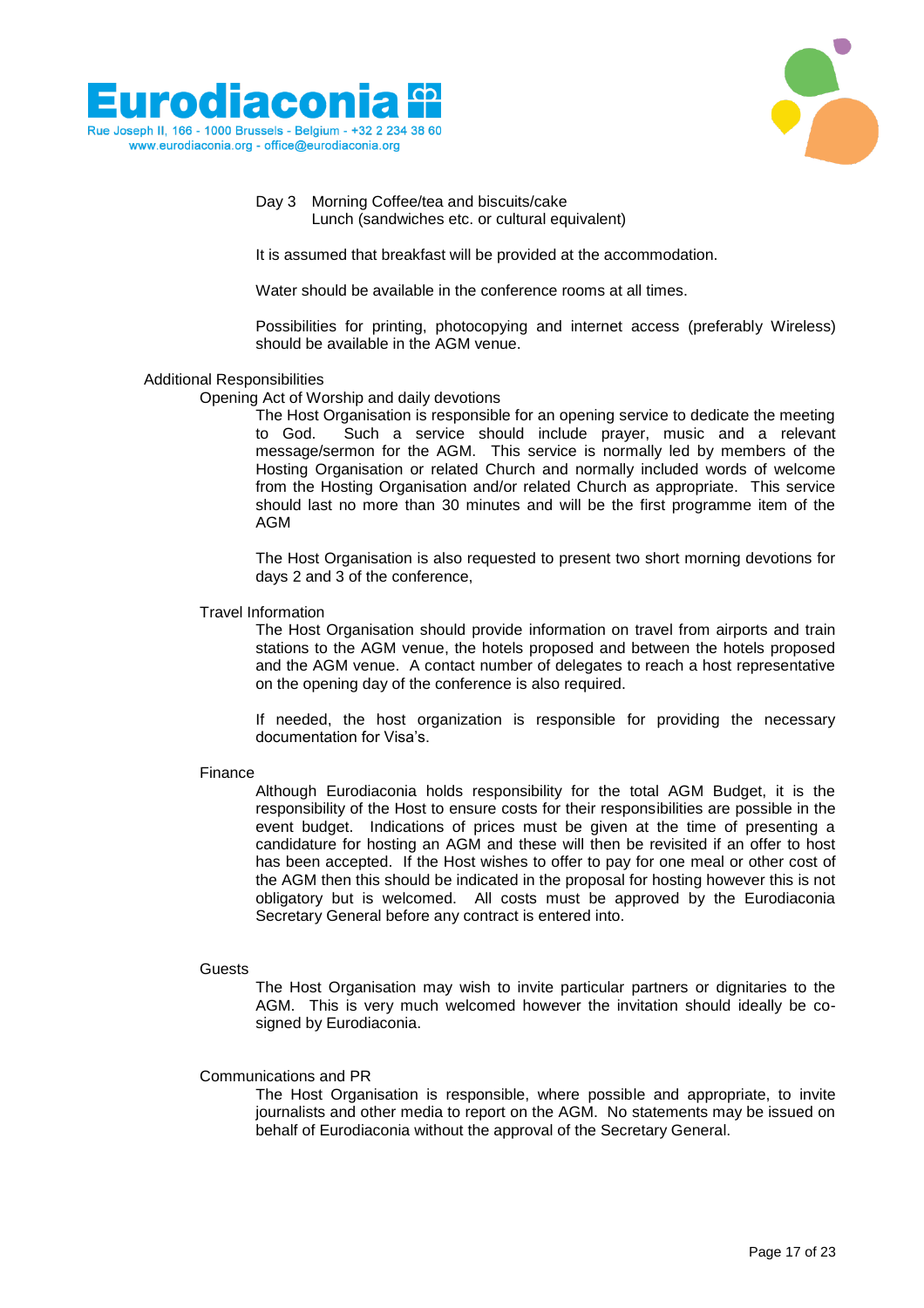Day 3 Morning Coffee/tea and biscuits/cake
Lunch (sandwiches etc. or cultural equivalent)

It is assumed that breakfast will be provided at the accommodation.

Water should be available in the conference rooms at all times.

Possibilities for printing, photocopying and internet access (preferably Wireless) should be available in the AGM venue.

## Additional Responsibilities

### Opening Act of Worship and daily devotions

The Host Organisation is responsible for an opening service to dedicate the meeting to God. Such a service should include prayer, music and a relevant message/sermon for the AGM. This service is normally led by members of the Hosting Organisation or related Church and normally included words of welcome from the Hosting Organisation and/or related Church as appropriate. This service should last no more than 30 minutes and will be the first programme item of the AGM

The Host Organisation is also requested to present two short morning devotions for days 2 and 3 of the conference,

### Travel Information

The Host Organisation should provide information on travel from airports and train stations to the AGM venue, the hotels proposed and between the hotels proposed and the AGM venue. A contact number of delegates to reach a host representative on the opening day of the conference is also required.

If needed, the host organization is responsible for providing the necessary documentation for Visa's.

### Finance

Although Eurodiaconia holds responsibility for the total AGM Budget, it is the responsibility of the Host to ensure costs for their responsibilities are possible in the event budget. Indications of prices must be given at the time of presenting a candidature for hosting an AGM and these will then be revisited if an offer to host has been accepted. If the Host wishes to offer to pay for one meal or other cost of the AGM then this should be indicated in the proposal for hosting however this is not obligatory but is welcomed. All costs must be approved by the Eurodiaconia Secretary General before any contract is entered into.

### Guests

The Host Organisation may wish to invite particular partners or dignitaries to the AGM. This is very much welcomed however the invitation should ideally be co-signed by Eurodiaconia.

### Communications and PR

The Host Organisation is responsible, where possible and appropriate, to invite journalists and other media to report on the AGM. No statements may be issued on behalf of Eurodiaconia without the approval of the Secretary General.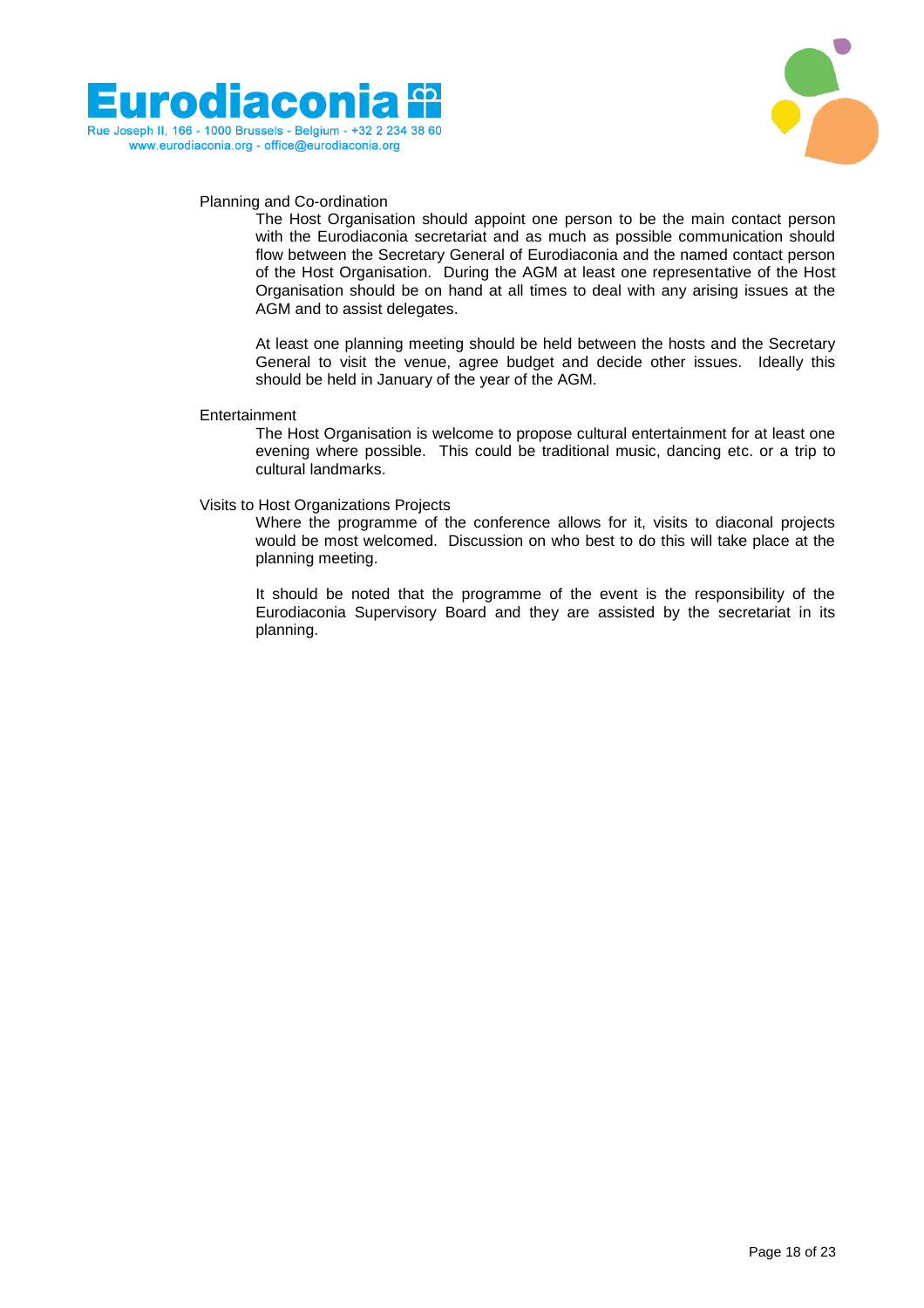### Planning and Co-ordination

The Host Organisation should appoint one person to be the main contact person with the Eurodiaconia secretariat and as much as possible communication should flow between the Secretary General of Eurodiaconia and the named contact person of the Host Organisation. During the AGM at least one representative of the Host Organisation should be on hand at all times to deal with any arising issues at the AGM and to assist delegates.

At least one planning meeting should be held between the hosts and the Secretary General to visit the venue, agree budget and decide other issues. Ideally this should be held in January of the year of the AGM.

### Entertainment

The Host Organisation is welcome to propose cultural entertainment for at least one evening where possible. This could be traditional music, dancing etc. or a trip to cultural landmarks.

### Visits to Host Organizations Projects

Where the programme of the conference allows for it, visits to diaconal projects would be most welcomed. Discussion on who best to do this will take place at the planning meeting.

It should be noted that the programme of the event is the responsibility of the Eurodiaconia Supervisory Board and they are assisted by the secretariat in its planning.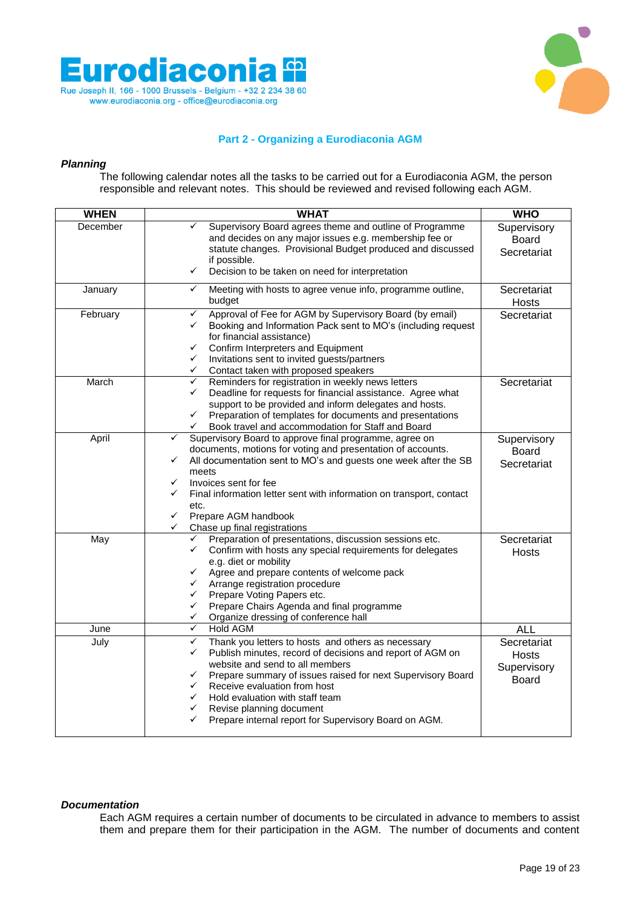## Part 2 - Organizing a Eurodiaconia AGM

### *Planning*

The following calendar notes all the tasks to be carried out for a Eurodiaconia AGM, the person responsible and relevant notes. This should be reviewed and revised following each AGM.

| WHEN | WHAT | WHO |
|---|---|---|
| December | ✓ Supervisory Board agrees theme and outline of Programme and decides on any major issues e.g. membership fee or statute changes. Provisional Budget produced and discussed if possible.<br>✓ Decision to be taken on need for interpretation | Supervisory Board<br>Secretariat |
| January | ✓ Meeting with hosts to agree venue info, programme outline, budget | Secretariat<br>Hosts |
| February | ✓ Approval of Fee for AGM by Supervisory Board (by email)<br>✓ Booking and Information Pack sent to MO's (including request for financial assistance)<br>✓ Confirm Interpreters and Equipment<br>✓ Invitations sent to invited guests/partners<br>✓ Contact taken with proposed speakers | Secretariat |
| March | ✓ Reminders for registration in weekly news letters<br>✓ Deadline for requests for financial assistance. Agree what support to be provided and inform delegates and hosts.<br>✓ Preparation of templates for documents and presentations<br>✓ Book travel and accommodation for Staff and Board | Secretariat |
| April | ✓ Supervisory Board to approve final programme, agree on documents, motions for voting and presentation of accounts.<br>✓ All documentation sent to MO's and guests one week after the SB meets<br>✓ Invoices sent for fee<br>✓ Final information letter sent with information on transport, contact etc.<br>✓ Prepare AGM handbook<br>✓ Chase up final registrations | Supervisory Board<br>Secretariat |
| May | ✓ Preparation of presentations, discussion sessions etc.<br>✓ Confirm with hosts any special requirements for delegates e.g. diet or mobility<br>✓ Agree and prepare contents of welcome pack<br>✓ Arrange registration procedure<br>✓ Prepare Voting Papers etc.<br>✓ Prepare Chairs Agenda and final programme<br>✓ Organize dressing of conference hall | Secretariat<br>Hosts |
| June | ✓ Hold AGM | ALL |
| July | ✓ Thank you letters to hosts and others as necessary<br>✓ Publish minutes, record of decisions and report of AGM on website and send to all members<br>✓ Prepare summary of issues raised for next Supervisory Board<br>✓ Receive evaluation from host<br>✓ Hold evaluation with staff team<br>✓ Revise planning document<br>✓ Prepare internal report for Supervisory Board on AGM. | Secretariat<br>Hosts<br>Supervisory Board |

### *Documentation*

Each AGM requires a certain number of documents to be circulated in advance to members to assist them and prepare them for their participation in the AGM. The number of documents and content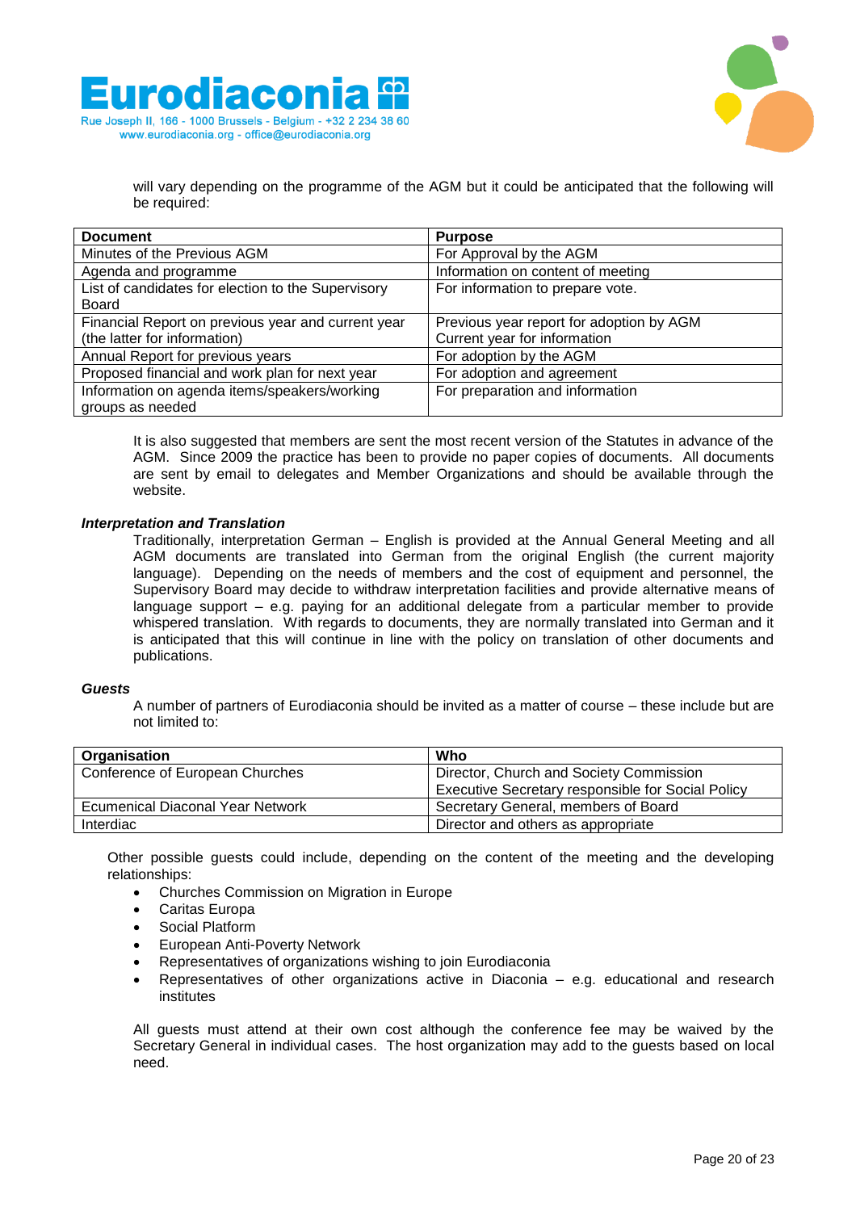will vary depending on the programme of the AGM but it could be anticipated that the following will be required:

| Document | Purpose |
|---|---|
| Minutes of the Previous AGM | For Approval by the AGM |
| Agenda and programme | Information on content of meeting |
| List of candidates for election to the Supervisory Board | For information to prepare vote. |
| Financial Report on previous year and current year (the latter for information) | Previous year report for adoption by AGM<br>Current year for information |
| Annual Report for previous years | For adoption by the AGM |
| Proposed financial and work plan for next year | For adoption and agreement |
| Information on agenda items/speakers/working groups as needed | For preparation and information |

It is also suggested that members are sent the most recent version of the Statutes in advance of the AGM. Since 2009 the practice has been to provide no paper copies of documents. All documents are sent by email to delegates and Member Organizations and should be available through the website.

***Interpretation and Translation***

Traditionally, interpretation German – English is provided at the Annual General Meeting and all AGM documents are translated into German from the original English (the current majority language). Depending on the needs of members and the cost of equipment and personnel, the Supervisory Board may decide to withdraw interpretation facilities and provide alternative means of language support – e.g. paying for an additional delegate from a particular member to provide whispered translation. With regards to documents, they are normally translated into German and it is anticipated that this will continue in line with the policy on translation of other documents and publications.

***Guests***

A number of partners of Eurodiaconia should be invited as a matter of course – these include but are not limited to:

| Organisation | Who |
|---|---|
| Conference of European Churches | Director, Church and Society Commission<br>Executive Secretary responsible for Social Policy |
| Ecumenical Diaconal Year Network | Secretary General, members of Board |
| Interdiac | Director and others as appropriate |

Other possible guests could include, depending on the content of the meeting and the developing relationships:

- Churches Commission on Migration in Europe
- Caritas Europa
- Social Platform
- European Anti-Poverty Network
- Representatives of organizations wishing to join Eurodiaconia
- Representatives of other organizations active in Diaconia – e.g. educational and research institutes

All guests must attend at their own cost although the conference fee may be waived by the Secretary General in individual cases. The host organization may add to the guests based on local need.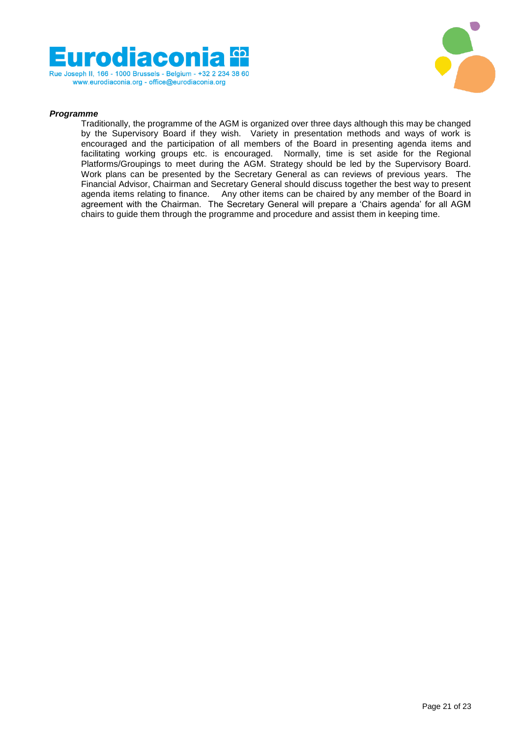***Programme***

Traditionally, the programme of the AGM is organized over three days although this may be changed by the Supervisory Board if they wish. Variety in presentation methods and ways of work is encouraged and the participation of all members of the Board in presenting agenda items and facilitating working groups etc. is encouraged. Normally, time is set aside for the Regional Platforms/Groupings to meet during the AGM. Strategy should be led by the Supervisory Board. Work plans can be presented by the Secretary General as can reviews of previous years. The Financial Advisor, Chairman and Secretary General should discuss together the best way to present agenda items relating to finance. Any other items can be chaired by any member of the Board in agreement with the Chairman. The Secretary General will prepare a 'Chairs agenda' for all AGM chairs to guide them through the programme and procedure and assist them in keeping time.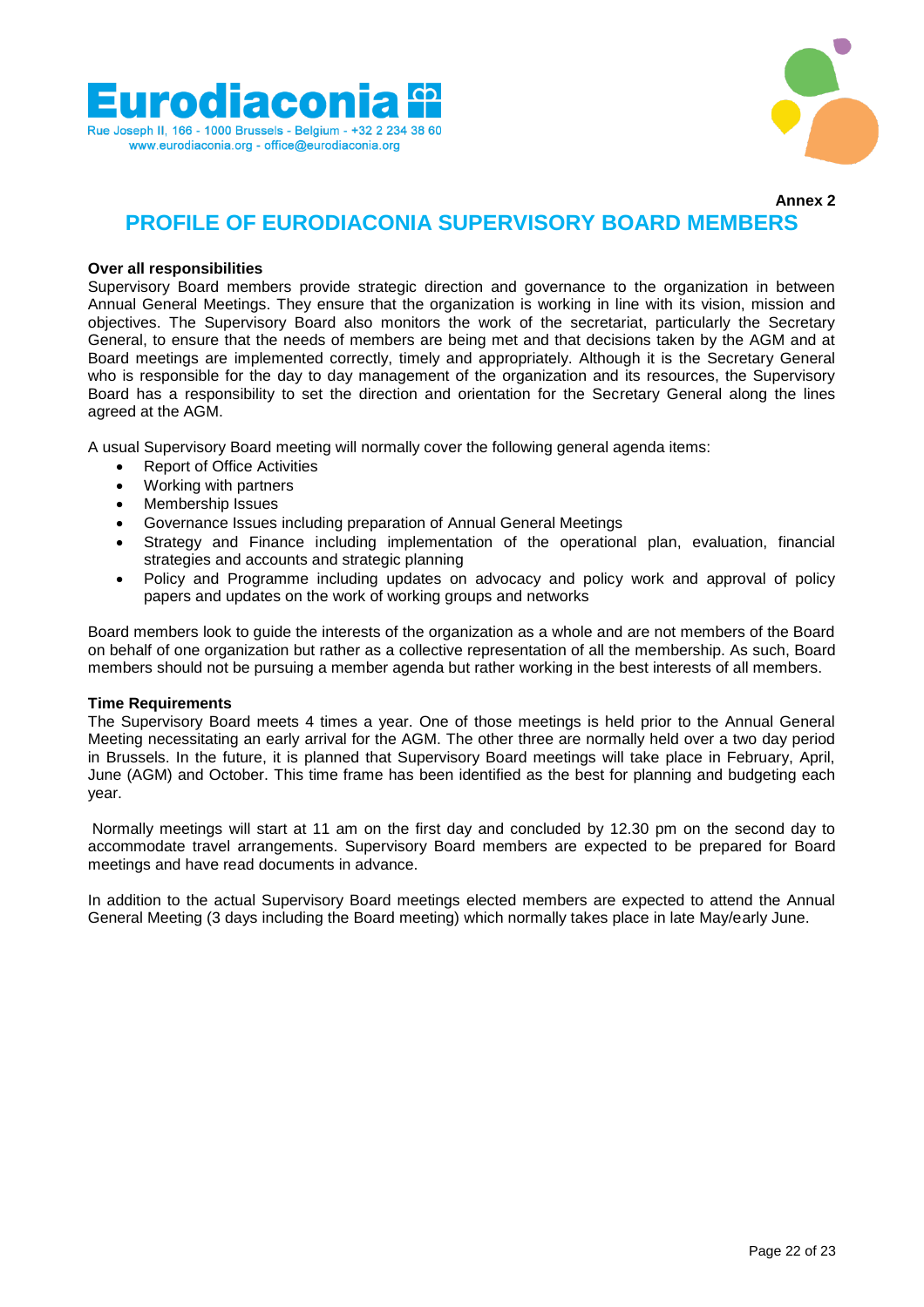Eurodiaconia

Rue Joseph II, 166 - 1000 Brussels - Belgium - +32 2 234 38 60
www.eurodiaconia.org - office@eurodiaconia.org

**Annex 2**

# PROFILE OF EURODIACONIA SUPERVISORY BOARD MEMBERS

**Over all responsibilities**

Supervisory Board members provide strategic direction and governance to the organization in between Annual General Meetings. They ensure that the organization is working in line with its vision, mission and objectives. The Supervisory Board also monitors the work of the secretariat, particularly the Secretary General, to ensure that the needs of members are being met and that decisions taken by the AGM and at Board meetings are implemented correctly, timely and appropriately. Although it is the Secretary General who is responsible for the day to day management of the organization and its resources, the Supervisory Board has a responsibility to set the direction and orientation for the Secretary General along the lines agreed at the AGM.

A usual Supervisory Board meeting will normally cover the following general agenda items:

- Report of Office Activities
- Working with partners
- Membership Issues
- Governance Issues including preparation of Annual General Meetings
- Strategy and Finance including implementation of the operational plan, evaluation, financial strategies and accounts and strategic planning
- Policy and Programme including updates on advocacy and policy work and approval of policy papers and updates on the work of working groups and networks

Board members look to guide the interests of the organization as a whole and are not members of the Board on behalf of one organization but rather as a collective representation of all the membership. As such, Board members should not be pursuing a member agenda but rather working in the best interests of all members.

**Time Requirements**

The Supervisory Board meets 4 times a year. One of those meetings is held prior to the Annual General Meeting necessitating an early arrival for the AGM. The other three are normally held over a two day period in Brussels. In the future, it is planned that Supervisory Board meetings will take place in February, April, June (AGM) and October. This time frame has been identified as the best for planning and budgeting each year.

Normally meetings will start at 11 am on the first day and concluded by 12.30 pm on the second day to accommodate travel arrangements. Supervisory Board members are expected to be prepared for Board meetings and have read documents in advance.

In addition to the actual Supervisory Board meetings elected members are expected to attend the Annual General Meeting (3 days including the Board meeting) which normally takes place in late May/early June.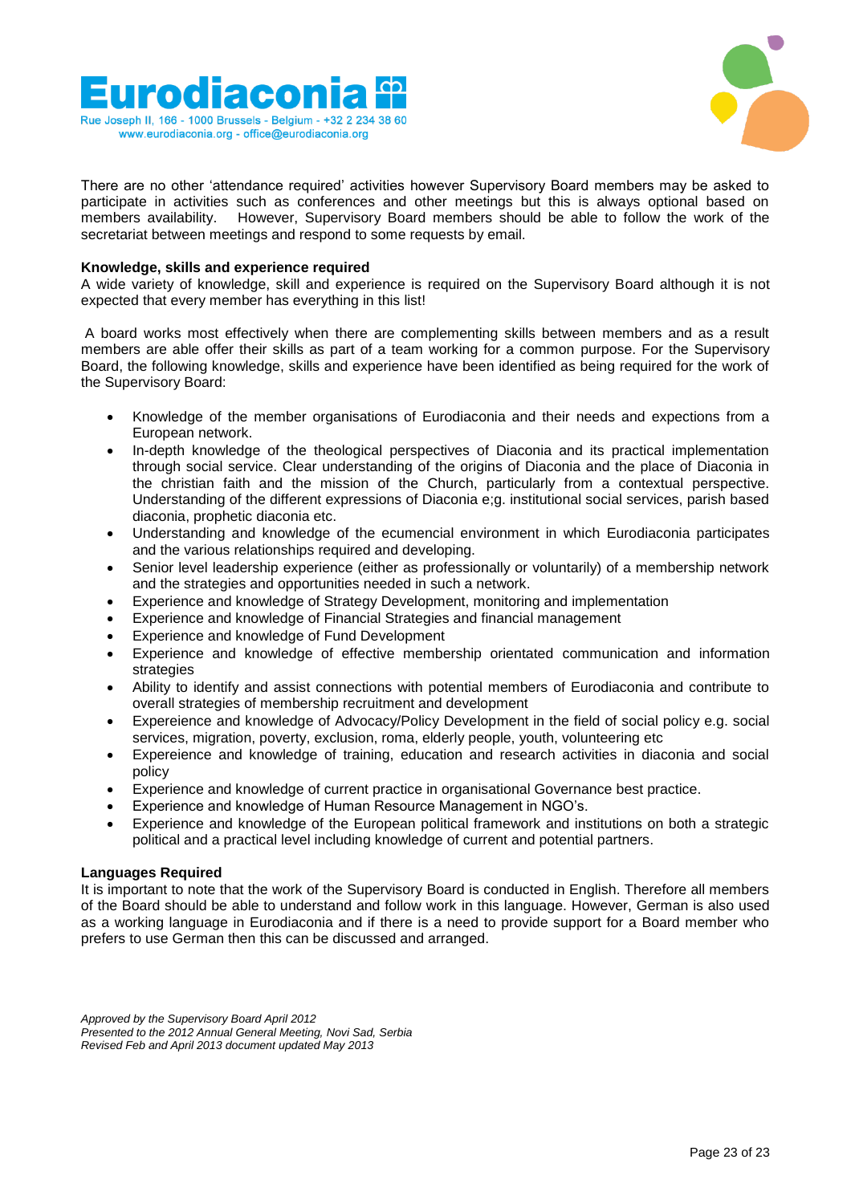There are no other 'attendance required' activities however Supervisory Board members may be asked to participate in activities such as conferences and other meetings but this is always optional based on members availability. However, Supervisory Board members should be able to follow the work of the secretariat between meetings and respond to some requests by email.

**Knowledge, skills and experience required**

A wide variety of knowledge, skill and experience is required on the Supervisory Board although it is not expected that every member has everything in this list!

A board works most effectively when there are complementing skills between members and as a result members are able offer their skills as part of a team working for a common purpose. For the Supervisory Board, the following knowledge, skills and experience have been identified as being required for the work of the Supervisory Board:

- Knowledge of the member organisations of Eurodiaconia and their needs and expections from a European network.
- In-depth knowledge of the theological perspectives of Diaconia and its practical implementation through social service. Clear understanding of the origins of Diaconia and the place of Diaconia in the christian faith and the mission of the Church, particularly from a contextual perspective. Understanding of the different expressions of Diaconia e;g. institutional social services, parish based diaconia, prophetic diaconia etc.
- Understanding and knowledge of the ecumencial environment in which Eurodiaconia participates and the various relationships required and developing.
- Senior level leadership experience (either as professionally or voluntarily) of a membership network and the strategies and opportunities needed in such a network.
- Experience and knowledge of Strategy Development, monitoring and implementation
- Experience and knowledge of Financial Strategies and financial management
- Experience and knowledge of Fund Development
- Experience and knowledge of effective membership orientated communication and information strategies
- Ability to identify and assist connections with potential members of Eurodiaconia and contribute to overall strategies of membership recruitment and development
- Expereience and knowledge of Advocacy/Policy Development in the field of social policy e.g. social services, migration, poverty, exclusion, roma, elderly people, youth, volunteering etc
- Expereience and knowledge of training, education and research activities in diaconia and social policy
- Experience and knowledge of current practice in organisational Governance best practice.
- Experience and knowledge of Human Resource Management in NGO's.
- Experience and knowledge of the European political framework and institutions on both a strategic political and a practical level including knowledge of current and potential partners.

**Languages Required**

It is important to note that the work of the Supervisory Board is conducted in English. Therefore all members of the Board should be able to understand and follow work in this language. However, German is also used as a working language in Eurodiaconia and if there is a need to provide support for a Board member who prefers to use German then this can be discussed and arranged.

*Approved by the Supervisory Board April 2012*
*Presented to the 2012 Annual General Meeting, Novi Sad, Serbia*
*Revised Feb and April 2013 document updated May 2013*